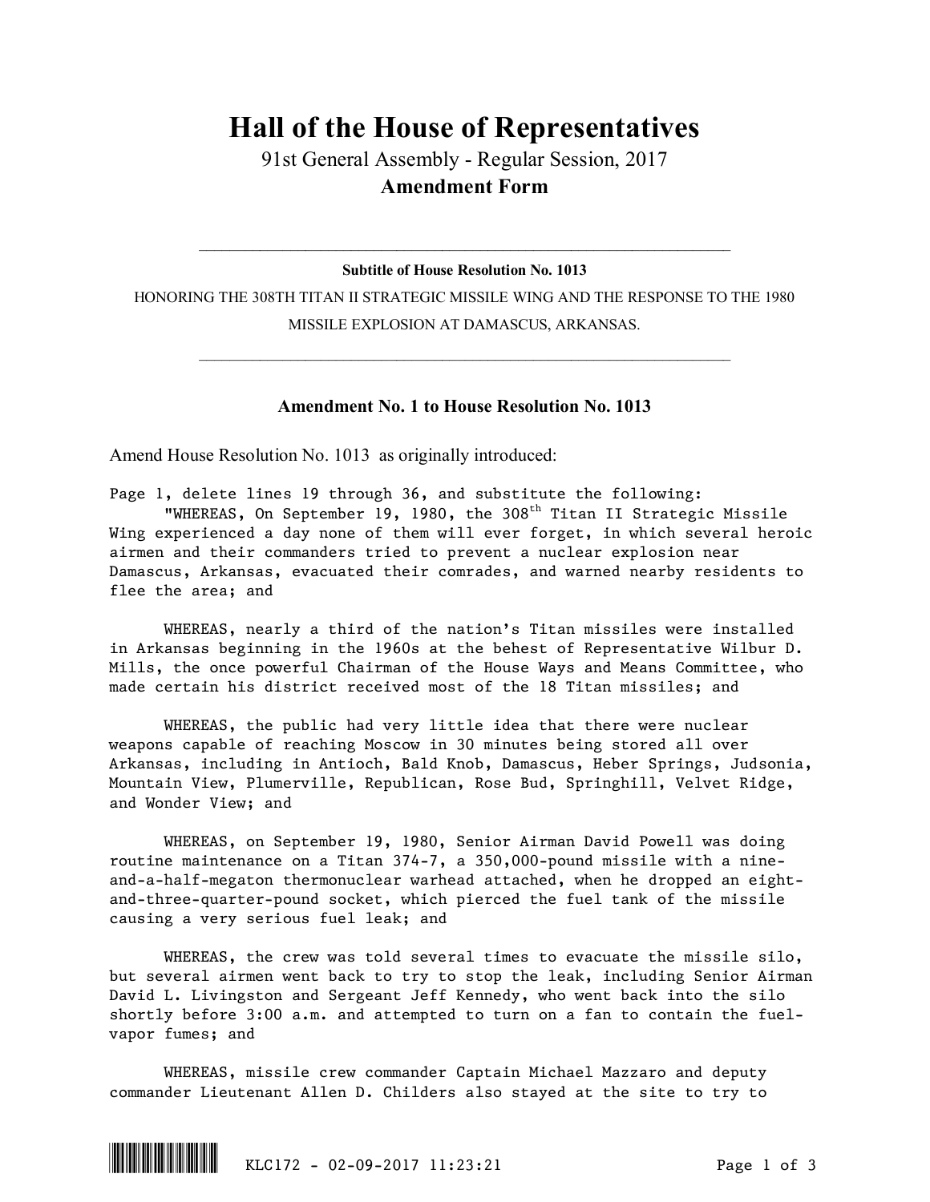# Hall of the House of Representatives

91st General Assembly - Regular Session, 2017

**Amendment Form**

---

**Subtitle of House Resolution No. 1013**

HONORING THE 308TH TITAN II STRATEGIC MISSILE WING AND THE RESPONSE TO THE 1980 MISSILE EXPLOSION AT DAMASCUS, ARKANSAS.

---

## Amendment No. 1 to House Resolution No. 1013

Amend House Resolution No. 1013 as originally introduced:

Page 1, delete lines 19 through 36, and substitute the following:

"WHEREAS, On September 19, 1980, the 308th Titan II Strategic Missile Wing experienced a day none of them will ever forget, in which several heroic airmen and their commanders tried to prevent a nuclear explosion near Damascus, Arkansas, evacuated their comrades, and warned nearby residents to flee the area; and

WHEREAS, nearly a third of the nation's Titan missiles were installed in Arkansas beginning in the 1960s at the behest of Representative Wilbur D. Mills, the once powerful Chairman of the House Ways and Means Committee, who made certain his district received most of the 18 Titan missiles; and

WHEREAS, the public had very little idea that there were nuclear weapons capable of reaching Moscow in 30 minutes being stored all over Arkansas, including in Antioch, Bald Knob, Damascus, Heber Springs, Judsonia, Mountain View, Plumerville, Republican, Rose Bud, Springhill, Velvet Ridge, and Wonder View; and

WHEREAS, on September 19, 1980, Senior Airman David Powell was doing routine maintenance on a Titan 374-7, a 350,000-pound missile with a nine-and-a-half-megaton thermonuclear warhead attached, when he dropped an eight-and-three-quarter-pound socket, which pierced the fuel tank of the missile causing a very serious fuel leak; and

WHEREAS, the crew was told several times to evacuate the missile silo, but several airmen went back to try to stop the leak, including Senior Airman David L. Livingston and Sergeant Jeff Kennedy, who went back into the silo shortly before 3:00 a.m. and attempted to turn on a fan to contain the fuel-vapor fumes; and

WHEREAS, missile crew commander Captain Michael Mazzaro and deputy commander Lieutenant Allen D. Childers also stayed at the site to try to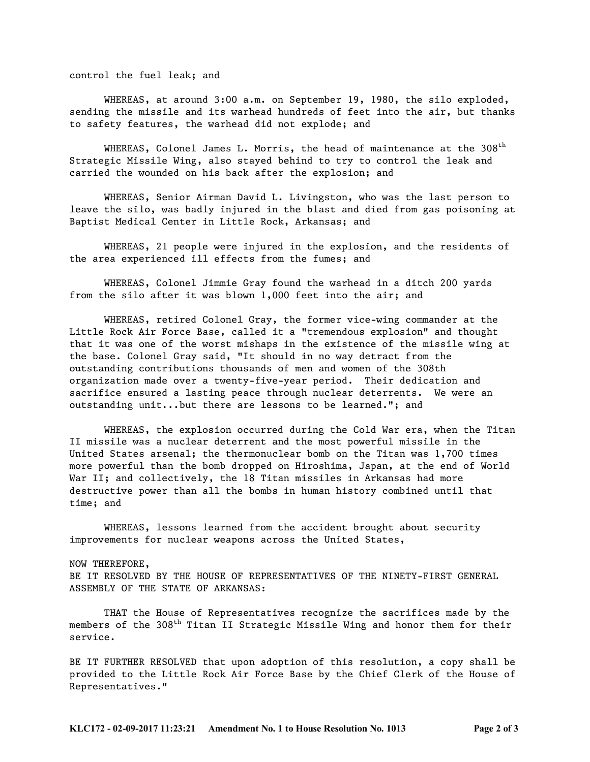control the fuel leak; and

WHEREAS, at around 3:00 a.m. on September 19, 1980, the silo exploded, sending the missile and its warhead hundreds of feet into the air, but thanks to safety features, the warhead did not explode; and

WHEREAS, Colonel James L. Morris, the head of maintenance at the 308th Strategic Missile Wing, also stayed behind to try to control the leak and carried the wounded on his back after the explosion; and

WHEREAS, Senior Airman David L. Livingston, who was the last person to leave the silo, was badly injured in the blast and died from gas poisoning at Baptist Medical Center in Little Rock, Arkansas; and

WHEREAS, 21 people were injured in the explosion, and the residents of the area experienced ill effects from the fumes; and

WHEREAS, Colonel Jimmie Gray found the warhead in a ditch 200 yards from the silo after it was blown 1,000 feet into the air; and

WHEREAS, retired Colonel Gray, the former vice-wing commander at the Little Rock Air Force Base, called it a "tremendous explosion" and thought that it was one of the worst mishaps in the existence of the missile wing at the base. Colonel Gray said, "It should in no way detract from the outstanding contributions thousands of men and women of the 308th organization made over a twenty-five-year period. Their dedication and sacrifice ensured a lasting peace through nuclear deterrents. We were an outstanding unit...but there are lessons to be learned."; and

WHEREAS, the explosion occurred during the Cold War era, when the Titan II missile was a nuclear deterrent and the most powerful missile in the United States arsenal; the thermonuclear bomb on the Titan was 1,700 times more powerful than the bomb dropped on Hiroshima, Japan, at the end of World War II; and collectively, the 18 Titan missiles in Arkansas had more destructive power than all the bombs in human history combined until that time; and

WHEREAS, lessons learned from the accident brought about security improvements for nuclear weapons across the United States,

NOW THEREFORE,
BE IT RESOLVED BY THE HOUSE OF REPRESENTATIVES OF THE NINETY-FIRST GENERAL ASSEMBLY OF THE STATE OF ARKANSAS:

THAT the House of Representatives recognize the sacrifices made by the members of the 308th Titan II Strategic Missile Wing and honor them for their service.

BE IT FURTHER RESOLVED that upon adoption of this resolution, a copy shall be provided to the Little Rock Air Force Base by the Chief Clerk of the House of Representatives."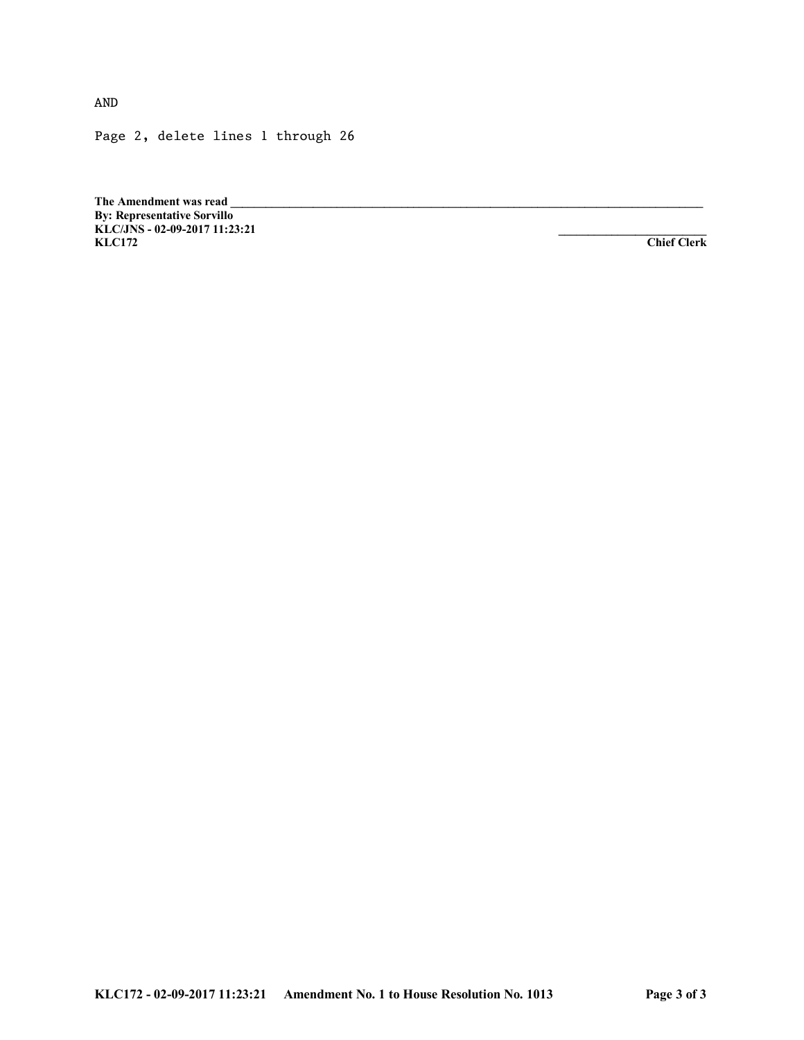AND

Page 2, delete lines 1 through 26

**The Amendment was read** ______________________________________________________________
**By: Representative Sorvillo**
**KLC/JNS - 02-09-2017 11:23:21**
**KLC172**

_________________________
**Chief Clerk**